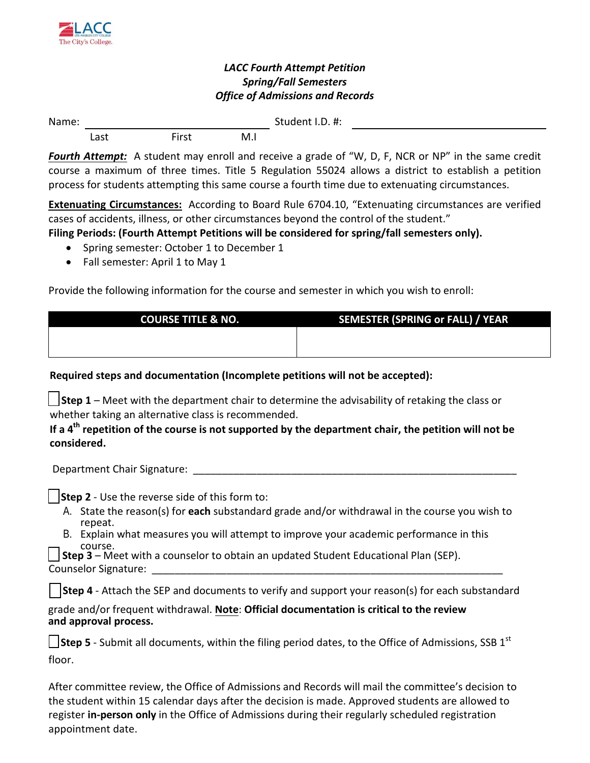LACC The City's College.

***LACC Fourth Attempt Petition***
***Spring/Fall Semesters***
***Office of Admissions and Records***

Name: ______________________________ Student I.D. #: ______________________________
Last First M.I

***Fourth Attempt:*** A student may enroll and receive a grade of "W, D, F, NCR or NP" in the same credit course a maximum of three times. Title 5 Regulation 55024 allows a district to establish a petition process for students attempting this same course a fourth time due to extenuating circumstances.

**Extenuating Circumstances:** According to Board Rule 6704.10, "Extenuating circumstances are verified cases of accidents, illness, or other circumstances beyond the control of the student."

**Filing Periods: (Fourth Attempt Petitions will be considered for spring/fall semesters only).**

- Spring semester: October 1 to December 1
- Fall semester: April 1 to May 1

Provide the following information for the course and semester in which you wish to enroll:

| COURSE TITLE & NO. | SEMESTER (SPRING or FALL) / YEAR |
|---|---|
| | |

**Required steps and documentation (Incomplete petitions will not be accepted):**

☐ **Step 1** – Meet with the department chair to determine the advisability of retaking the class or whether taking an alternative class is recommended.
**If a 4th repetition of the course is not supported by the department chair, the petition will not be considered.**

Department Chair Signature: ____________________________________________________________

☐ **Step 2** - Use the reverse side of this form to:

A. State the reason(s) for **each** substandard grade and/or withdrawal in the course you wish to repeat.
B. Explain what measures you will attempt to improve your academic performance in this course.

☐ **Step 3** – Meet with a counselor to obtain an updated Student Educational Plan (SEP).
Counselor Signature: ____________________________________________________________

☐ **Step 4** - Attach the SEP and documents to verify and support your reason(s) for each substandard grade and/or frequent withdrawal. **Note**: **Official documentation is critical to the review and approval process.**

☐ **Step 5** - Submit all documents, within the filing period dates, to the Office of Admissions, SSB 1st floor.

After committee review, the Office of Admissions and Records will mail the committee's decision to the student within 15 calendar days after the decision is made. Approved students are allowed to register **in-person only** in the Office of Admissions during their regularly scheduled registration appointment date.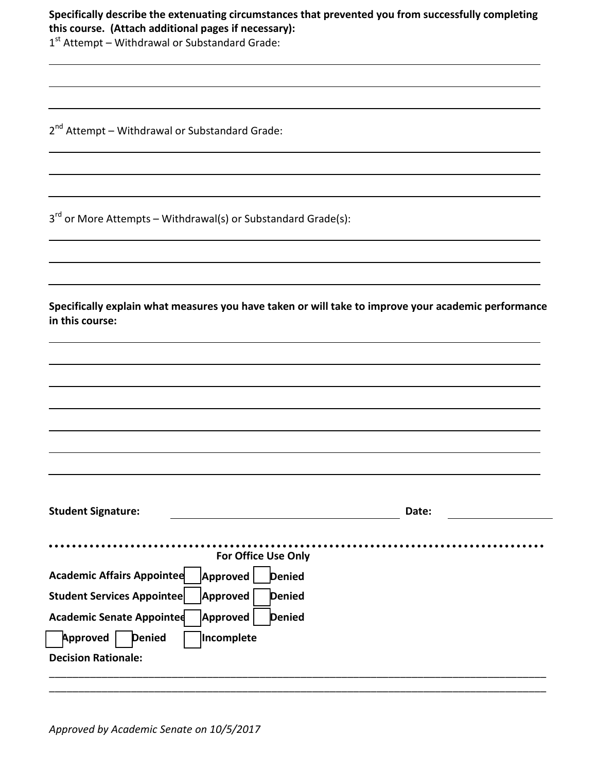**Specifically describe the extenuating circumstances that prevented you from successfully completing this course. (Attach additional pages if necessary):**

1st Attempt – Withdrawal or Substandard Grade:

______________________________________________________________________________

______________________________________________________________________________

______________________________________________________________________________

2nd Attempt – Withdrawal or Substandard Grade:

______________________________________________________________________________

______________________________________________________________________________

______________________________________________________________________________

3rd or More Attempts – Withdrawal(s) or Substandard Grade(s):

______________________________________________________________________________

______________________________________________________________________________

______________________________________________________________________________

**Specifically explain what measures you have taken or will take to improve your academic performance in this course:**

______________________________________________________________________________

______________________________________________________________________________

______________________________________________________________________________

______________________________________________________________________________

______________________________________________________________________________

______________________________________________________________________________

______________________________________________________________________________

**Student Signature:** ________________________________ **Date:** ______________

••••••••••••••••••••••••••••••••••••••••••••••••••••••••••••••••••••••••••••••••••

**For Office Use Only**

**Academic Affairs Appointee** ☐ **Approved** ☐ **Denied**

**Student Services Appointee** ☐ **Approved** ☐ **Denied**

**Academic Senate Appointee** ☐ **Approved** ☐ **Denied**

☐ **Approved** ☐ **Denied** ☐ **Incomplete**

**Decision Rationale:**

______________________________________________________________________________

______________________________________________________________________________

*Approved by Academic Senate on 10/5/2017*